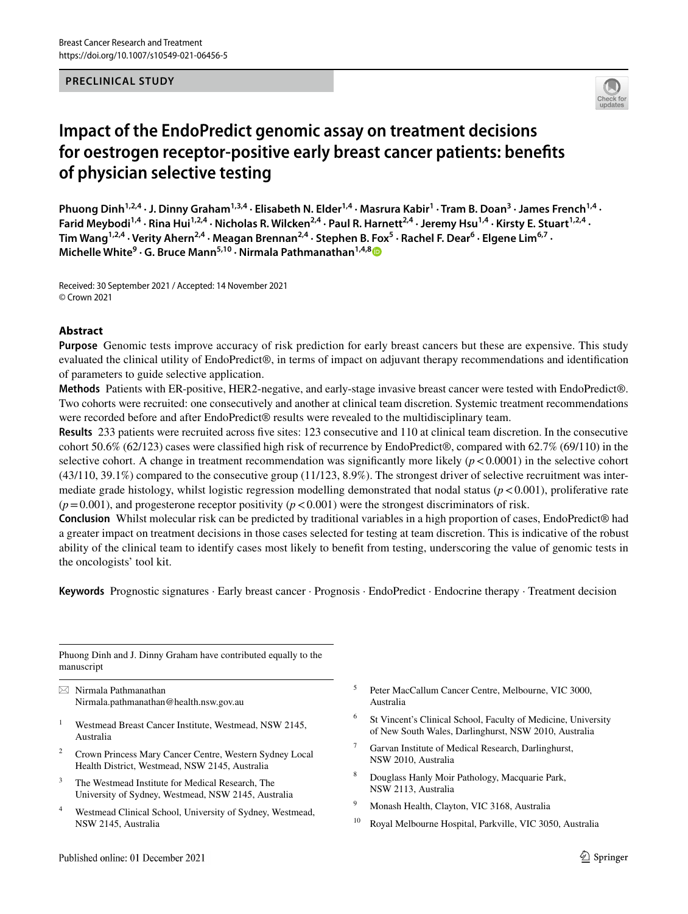PRECLINICAL STUDY

# Impact of the EndoPredict genomic assay on treatment decisions for oestrogen receptor-positive early breast cancer patients: benefits of physician selective testing

**Phuong Dinh[1,2,4] · J. Dinny Graham[1,3,4] · Elisabeth N. Elder[1,4] · Masrura Kabir[1] · Tram B. Doan[3] · James French[1,4] · Farid Meybodi[1,4] · Rina Hui[1,2,4] · Nicholas R. Wilcken[2,4] · Paul R. Harnett[2,4] · Jeremy Hsu[1,4] · Kirsty E. Stuart[1,2,4] · Tim Wang[1,2,4] · Verity Ahern[2,4] · Meagan Brennan[2,4] · Stephen B. Fox[5] · Rachel F. Dear[6] · Elgene Lim[6,7] · Michelle White[9] · G. Bruce Mann[5,10] · Nirmala Pathmanathan[1,4,8]**

Received: 30 September 2021 / Accepted: 14 November 2021
© Crown 2021

## Abstract

**Purpose** Genomic tests improve accuracy of risk prediction for early breast cancers but these are expensive. This study evaluated the clinical utility of EndoPredict®, in terms of impact on adjuvant therapy recommendations and identification of parameters to guide selective application.

**Methods** Patients with ER-positive, HER2-negative, and early-stage invasive breast cancer were tested with EndoPredict®. Two cohorts were recruited: one consecutively and another at clinical team discretion. Systemic treatment recommendations were recorded before and after EndoPredict® results were revealed to the multidisciplinary team.

**Results** 233 patients were recruited across five sites: 123 consecutive and 110 at clinical team discretion. In the consecutive cohort 50.6% (62/123) cases were classified high risk of recurrence by EndoPredict®, compared with 62.7% (69/110) in the selective cohort. A change in treatment recommendation was significantly more likely ($p<0.0001$) in the selective cohort (43/110, 39.1%) compared to the consecutive group (11/123, 8.9%). The strongest driver of selective recruitment was intermediate grade histology, whilst logistic regression modelling demonstrated that nodal status ($p<0.001$), proliferative rate ($p=0.001$), and progesterone receptor positivity ($p<0.001$) were the strongest discriminators of risk.

**Conclusion** Whilst molecular risk can be predicted by traditional variables in a high proportion of cases, EndoPredict® had a greater impact on treatment decisions in those cases selected for testing at team discretion. This is indicative of the robust ability of the clinical team to identify cases most likely to benefit from testing, underscoring the value of genomic tests in the oncologists' tool kit.

**Keywords** Prognostic signatures · Early breast cancer · Prognosis · EndoPredict · Endocrine therapy · Treatment decision

---

Phuong Dinh and J. Dinny Graham have contributed equally to the manuscript

✉ Nirmala Pathmanathan
Nirmala.pathmanathan@health.nsw.gov.au

1. Westmead Breast Cancer Institute, Westmead, NSW 2145, Australia
2. Crown Princess Mary Cancer Centre, Western Sydney Local Health District, Westmead, NSW 2145, Australia
3. The Westmead Institute for Medical Research, The University of Sydney, Westmead, NSW 2145, Australia
4. Westmead Clinical School, University of Sydney, Westmead, NSW 2145, Australia
5. Peter MacCallum Cancer Centre, Melbourne, VIC 3000, Australia
6. St Vincent's Clinical School, Faculty of Medicine, University of New South Wales, Darlinghurst, NSW 2010, Australia
7. Garvan Institute of Medical Research, Darlinghurst, NSW 2010, Australia
8. Douglass Hanly Moir Pathology, Macquarie Park, NSW 2113, Australia
9. Monash Health, Clayton, VIC 3168, Australia
10. Royal Melbourne Hospital, Parkville, VIC 3050, Australia

Published online: 01 December 2021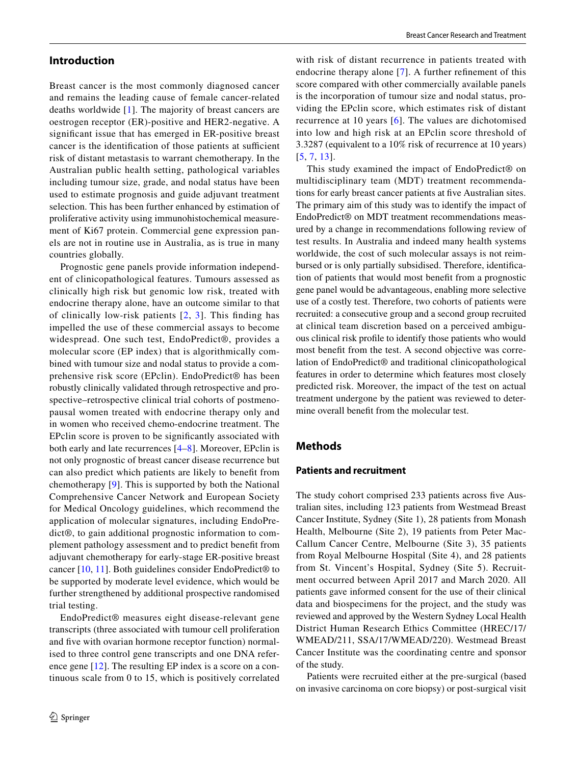## Introduction

Breast cancer is the most commonly diagnosed cancer and remains the leading cause of female cancer-related deaths worldwide [1]. The majority of breast cancers are oestrogen receptor (ER)-positive and HER2-negative. A significant issue that has emerged in ER-positive breast cancer is the identification of those patients at sufficient risk of distant metastasis to warrant chemotherapy. In the Australian public health setting, pathological variables including tumour size, grade, and nodal status have been used to estimate prognosis and guide adjuvant treatment selection. This has been further enhanced by estimation of proliferative activity using immunohistochemical measurement of Ki67 protein. Commercial gene expression panels are not in routine use in Australia, as is true in many countries globally.

Prognostic gene panels provide information independent of clinicopathological features. Tumours assessed as clinically high risk but genomic low risk, treated with endocrine therapy alone, have an outcome similar to that of clinically low-risk patients [2, 3]. This finding has impelled the use of these commercial assays to become widespread. One such test, EndoPredict®, provides a molecular score (EP index) that is algorithmically combined with tumour size and nodal status to provide a comprehensive risk score (EPclin). EndoPredict® has been robustly clinically validated through retrospective and prospective–retrospective clinical trial cohorts of postmenopausal women treated with endocrine therapy only and in women who received chemo-endocrine treatment. The EPclin score is proven to be significantly associated with both early and late recurrences [4–8]. Moreover, EPclin is not only prognostic of breast cancer disease recurrence but can also predict which patients are likely to benefit from chemotherapy [9]. This is supported by both the National Comprehensive Cancer Network and European Society for Medical Oncology guidelines, which recommend the application of molecular signatures, including EndoPredict®, to gain additional prognostic information to complement pathology assessment and to predict benefit from adjuvant chemotherapy for early-stage ER-positive breast cancer [10, 11]. Both guidelines consider EndoPredict® to be supported by moderate level evidence, which would be further strengthened by additional prospective randomised trial testing.

EndoPredict® measures eight disease-relevant gene transcripts (three associated with tumour cell proliferation and five with ovarian hormone receptor function) normalised to three control gene transcripts and one DNA reference gene [12]. The resulting EP index is a score on a continuous scale from 0 to 15, which is positively correlated with risk of distant recurrence in patients treated with endocrine therapy alone [7]. A further refinement of this score compared with other commercially available panels is the incorporation of tumour size and nodal status, providing the EPclin score, which estimates risk of distant recurrence at 10 years [6]. The values are dichotomised into low and high risk at an EPclin score threshold of 3.3287 (equivalent to a 10% risk of recurrence at 10 years) [5, 7, 13].

This study examined the impact of EndoPredict® on multidisciplinary team (MDT) treatment recommendations for early breast cancer patients at five Australian sites. The primary aim of this study was to identify the impact of EndoPredict® on MDT treatment recommendations measured by a change in recommendations following review of test results. In Australia and indeed many health systems worldwide, the cost of such molecular assays is not reimbursed or is only partially subsidised. Therefore, identification of patients that would most benefit from a prognostic gene panel would be advantageous, enabling more selective use of a costly test. Therefore, two cohorts of patients were recruited: a consecutive group and a second group recruited at clinical team discretion based on a perceived ambiguous clinical risk profile to identify those patients who would most benefit from the test. A second objective was correlation of EndoPredict® and traditional clinicopathological features in order to determine which features most closely predicted risk. Moreover, the impact of the test on actual treatment undergone by the patient was reviewed to determine overall benefit from the molecular test.

## Methods

### Patients and recruitment

The study cohort comprised 233 patients across five Australian sites, including 123 patients from Westmead Breast Cancer Institute, Sydney (Site 1), 28 patients from Monash Health, Melbourne (Site 2), 19 patients from Peter MacCallum Cancer Centre, Melbourne (Site 3), 35 patients from Royal Melbourne Hospital (Site 4), and 28 patients from St. Vincent's Hospital, Sydney (Site 5). Recruitment occurred between April 2017 and March 2020. All patients gave informed consent for the use of their clinical data and biospecimens for the project, and the study was reviewed and approved by the Western Sydney Local Health District Human Research Ethics Committee (HREC/17/WMEAD/211, SSA/17/WMEAD/220). Westmead Breast Cancer Institute was the coordinating centre and sponsor of the study.

Patients were recruited either at the pre-surgical (based on invasive carcinoma on core biopsy) or post-surgical visit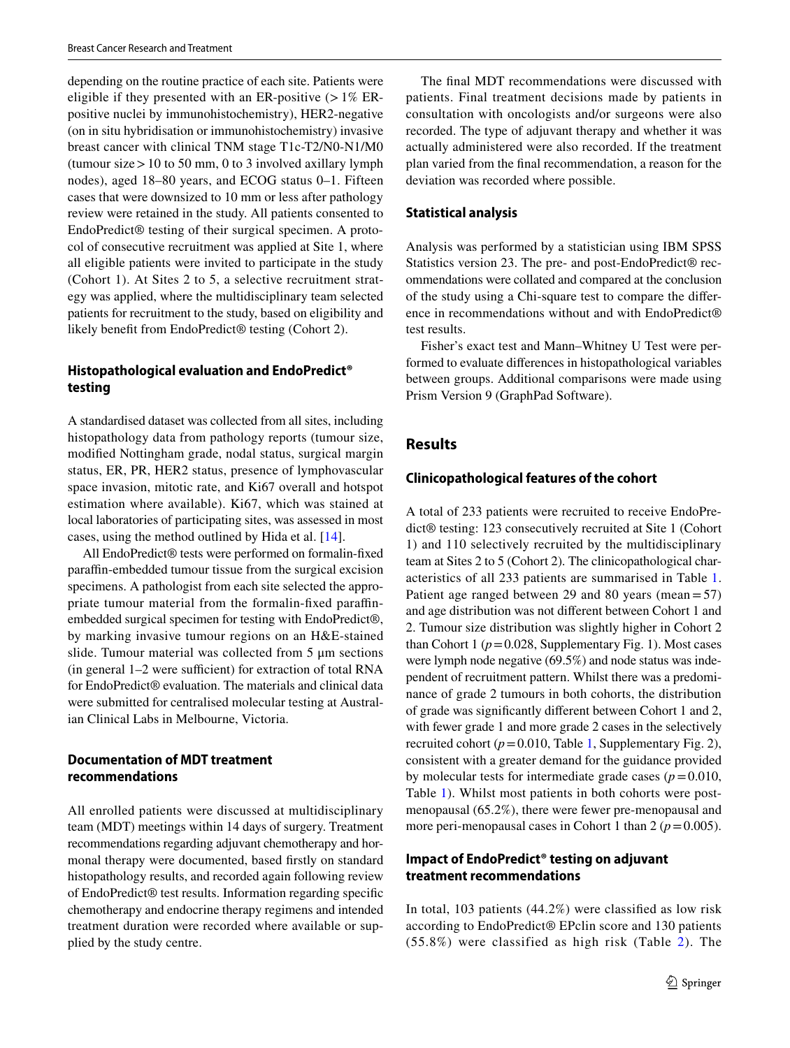depending on the routine practice of each site. Patients were eligible if they presented with an ER-positive (> 1% ER-positive nuclei by immunohistochemistry), HER2-negative (on in situ hybridisation or immunohistochemistry) invasive breast cancer with clinical TNM stage T1c-T2/N0-N1/M0 (tumour size > 10 to 50 mm, 0 to 3 involved axillary lymph nodes), aged 18–80 years, and ECOG status 0–1. Fifteen cases that were downsized to 10 mm or less after pathology review were retained in the study. All patients consented to EndoPredict® testing of their surgical specimen. A protocol of consecutive recruitment was applied at Site 1, where all eligible patients were invited to participate in the study (Cohort 1). At Sites 2 to 5, a selective recruitment strategy was applied, where the multidisciplinary team selected patients for recruitment to the study, based on eligibility and likely benefit from EndoPredict® testing (Cohort 2).

### Histopathological evaluation and EndoPredict® testing

A standardised dataset was collected from all sites, including histopathology data from pathology reports (tumour size, modified Nottingham grade, nodal status, surgical margin status, ER, PR, HER2 status, presence of lymphovascular space invasion, mitotic rate, and Ki67 overall and hotspot estimation where available). Ki67, which was stained at local laboratories of participating sites, was assessed in most cases, using the method outlined by Hida et al. [14].

All EndoPredict® tests were performed on formalin-fixed paraffin-embedded tumour tissue from the surgical excision specimens. A pathologist from each site selected the appropriate tumour material from the formalin-fixed paraffin-embedded surgical specimen for testing with EndoPredict®, by marking invasive tumour regions on an H&E-stained slide. Tumour material was collected from 5 µm sections (in general 1–2 were sufficient) for extraction of total RNA for EndoPredict® evaluation. The materials and clinical data were submitted for centralised molecular testing at Australian Clinical Labs in Melbourne, Victoria.

### Documentation of MDT treatment recommendations

All enrolled patients were discussed at multidisciplinary team (MDT) meetings within 14 days of surgery. Treatment recommendations regarding adjuvant chemotherapy and hormonal therapy were documented, based firstly on standard histopathology results, and recorded again following review of EndoPredict® test results. Information regarding specific chemotherapy and endocrine therapy regimens and intended treatment duration were recorded where available or supplied by the study centre.

The final MDT recommendations were discussed with patients. Final treatment decisions made by patients in consultation with oncologists and/or surgeons were also recorded. The type of adjuvant therapy and whether it was actually administered were also recorded. If the treatment plan varied from the final recommendation, a reason for the deviation was recorded where possible.

### Statistical analysis

Analysis was performed by a statistician using IBM SPSS Statistics version 23. The pre- and post-EndoPredict® recommendations were collated and compared at the conclusion of the study using a Chi-square test to compare the difference in recommendations without and with EndoPredict® test results.

Fisher's exact test and Mann–Whitney U Test were performed to evaluate differences in histopathological variables between groups. Additional comparisons were made using Prism Version 9 (GraphPad Software).

## Results

### Clinicopathological features of the cohort

A total of 233 patients were recruited to receive EndoPredict® testing: 123 consecutively recruited at Site 1 (Cohort 1) and 110 selectively recruited by the multidisciplinary team at Sites 2 to 5 (Cohort 2). The clinicopathological characteristics of all 233 patients are summarised in Table 1. Patient age ranged between 29 and 80 years (mean = 57) and age distribution was not different between Cohort 1 and 2. Tumour size distribution was slightly higher in Cohort 2 than Cohort 1 ($p = 0.028$, Supplementary Fig. 1). Most cases were lymph node negative (69.5%) and node status was independent of recruitment pattern. Whilst there was a predominance of grade 2 tumours in both cohorts, the distribution of grade was significantly different between Cohort 1 and 2, with fewer grade 1 and more grade 2 cases in the selectively recruited cohort ($p = 0.010$, Table 1, Supplementary Fig. 2), consistent with a greater demand for the guidance provided by molecular tests for intermediate grade cases ($p = 0.010$, Table 1). Whilst most patients in both cohorts were post-menopausal (65.2%), there were fewer pre-menopausal and more peri-menopausal cases in Cohort 1 than 2 ($p = 0.005$).

### Impact of EndoPredict® testing on adjuvant treatment recommendations

In total, 103 patients (44.2%) were classified as low risk according to EndoPredict® EPclin score and 130 patients (55.8%) were classified as high risk (Table 2). The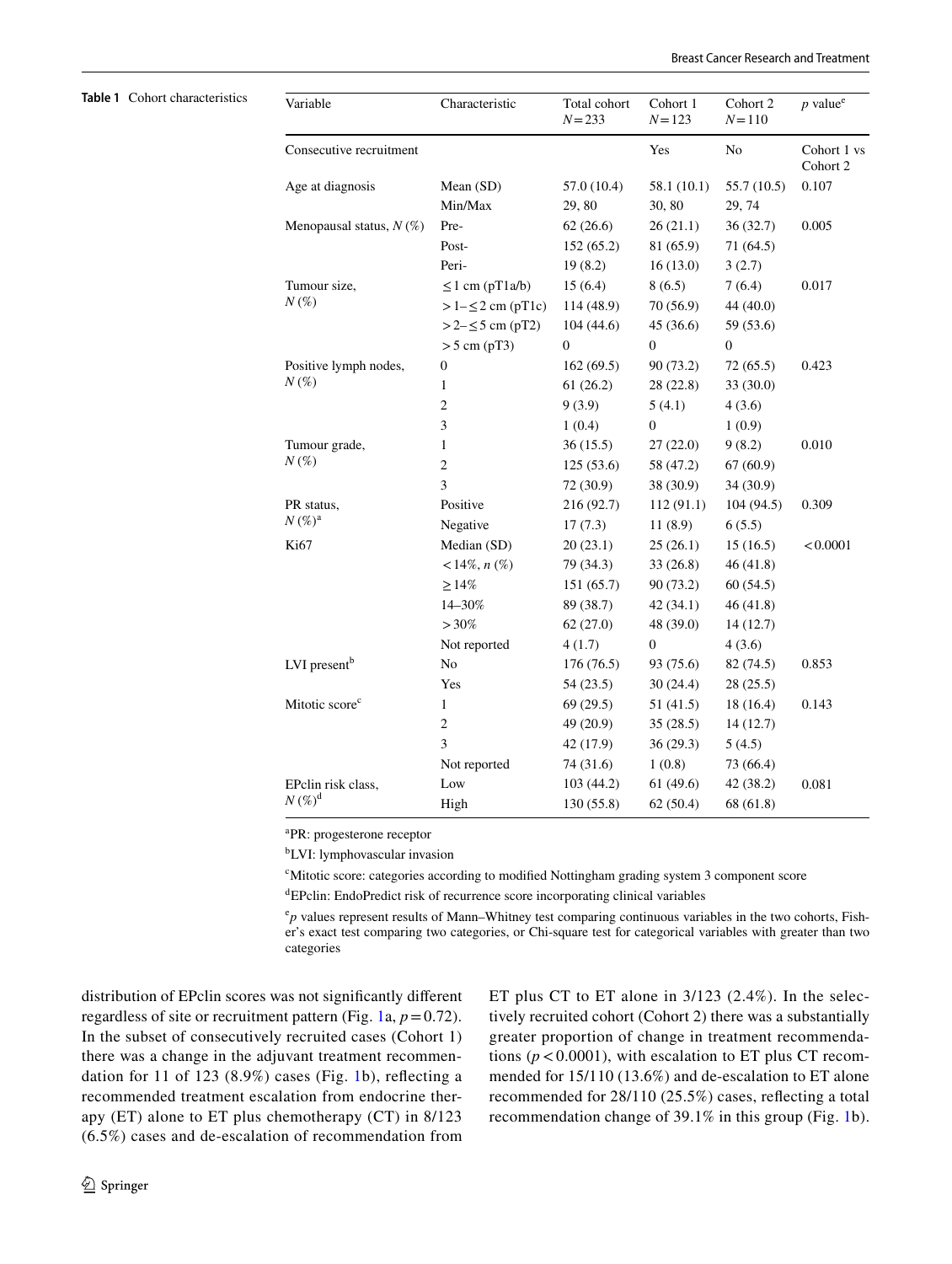**Table 1** Cohort characteristics

| Variable | Characteristic | Total cohort $N=233$ | Cohort 1 $N=123$ | Cohort 2 $N=110$ | $p$ value[e] |
|---|---|---|---|---|---|
| Consecutive recruitment | | | Yes | No | Cohort 1 vs Cohort 2 |
| Age at diagnosis | Mean (SD) | 57.0 (10.4) | 58.1 (10.1) | 55.7 (10.5) | 0.107 |
| | Min/Max | 29, 80 | 30, 80 | 29, 74 | |
| Menopausal status, $N$ (%) | Pre- | 62 (26.6) | 26 (21.1) | 36 (32.7) | 0.005 |
| | Post- | 152 (65.2) | 81 (65.9) | 71 (64.5) | |
| | Peri- | 19 (8.2) | 16 (13.0) | 3 (2.7) | |
| Tumour size, $N$ (%) | ≤ 1 cm (pT1a/b) | 15 (6.4) | 8 (6.5) | 7 (6.4) | 0.017 |
| | > 1– ≤ 2 cm (pT1c) | 114 (48.9) | 70 (56.9) | 44 (40.0) | |
| | > 2– ≤ 5 cm (pT2) | 104 (44.6) | 45 (36.6) | 59 (53.6) | |
| | > 5 cm (pT3) | 0 | 0 | 0 | |
| Positive lymph nodes, $N$ (%) | 0 | 162 (69.5) | 90 (73.2) | 72 (65.5) | 0.423 |
| | 1 | 61 (26.2) | 28 (22.8) | 33 (30.0) | |
| | 2 | 9 (3.9) | 5 (4.1) | 4 (3.6) | |
| | 3 | 1 (0.4) | 0 | 1 (0.9) | |
| Tumour grade, $N$ (%) | 1 | 36 (15.5) | 27 (22.0) | 9 (8.2) | 0.010 |
| | 2 | 125 (53.6) | 58 (47.2) | 67 (60.9) | |
| | 3 | 72 (30.9) | 38 (30.9) | 34 (30.9) | |
| PR status, $N$ (%)[a] | Positive | 216 (92.7) | 112 (91.1) | 104 (94.5) | 0.309 |
| | Negative | 17 (7.3) | 11 (8.9) | 6 (5.5) | |
| Ki67 | Median (SD) | 20 (23.1) | 25 (26.1) | 15 (16.5) | < 0.0001 |
| | < 14%, $n$ (%) | 79 (34.3) | 33 (26.8) | 46 (41.8) | |
| | ≥ 14% | 151 (65.7) | 90 (73.2) | 60 (54.5) | |
| | 14–30% | 89 (38.7) | 42 (34.1) | 46 (41.8) | |
| | > 30% | 62 (27.0) | 48 (39.0) | 14 (12.7) | |
| | Not reported | 4 (1.7) | 0 | 4 (3.6) | |
| LVI present[b] | No | 176 (76.5) | 93 (75.6) | 82 (74.5) | 0.853 |
| | Yes | 54 (23.5) | 30 (24.4) | 28 (25.5) | |
| Mitotic score[c] | 1 | 69 (29.5) | 51 (41.5) | 18 (16.4) | 0.143 |
| | 2 | 49 (20.9) | 35 (28.5) | 14 (12.7) | |
| | 3 | 42 (17.9) | 36 (29.3) | 5 (4.5) | |
| | Not reported | 74 (31.6) | 1 (0.8) | 73 (66.4) | |
| EPclin risk class, $N$ (%)[d] | Low | 103 (44.2) | 61 (49.6) | 42 (38.2) | 0.081 |
| | High | 130 (55.8) | 62 (50.4) | 68 (61.8) | |

[a]PR: progesterone receptor

[b]LVI: lymphovascular invasion

[c]Mitotic score: categories according to modified Nottingham grading system 3 component score

[d]EPclin: EndoPredict risk of recurrence score incorporating clinical variables

[e]$p$ values represent results of Mann–Whitney test comparing continuous variables in the two cohorts, Fisher's exact test comparing two categories, or Chi-square test for categorical variables with greater than two categories

distribution of EPclin scores was not significantly different regardless of site or recruitment pattern (Fig. 1a, $p=0.72$). In the subset of consecutively recruited cases (Cohort 1) there was a change in the adjuvant treatment recommendation for 11 of 123 (8.9%) cases (Fig. 1b), reflecting a recommended treatment escalation from endocrine therapy (ET) alone to ET plus chemotherapy (CT) in 8/123 (6.5%) cases and de-escalation of recommendation from ET plus CT to ET alone in 3/123 (2.4%). In the selectively recruited cohort (Cohort 2) there was a substantially greater proportion of change in treatment recommendations ($p<0.0001$), with escalation to ET plus CT recommended for 15/110 (13.6%) and de-escalation to ET alone recommended for 28/110 (25.5%) cases, reflecting a total recommendation change of 39.1% in this group (Fig. 1b).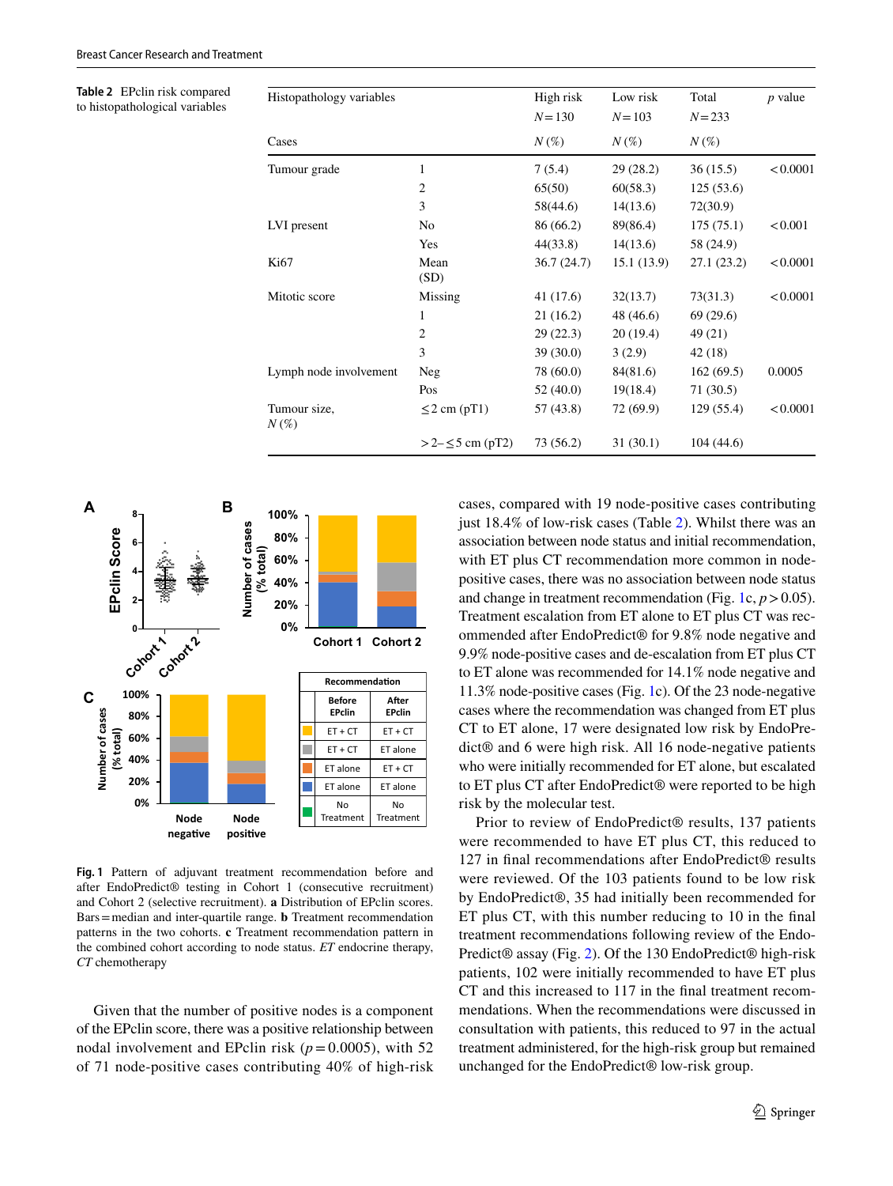**Table 2** EPclin risk compared to histopathological variables

| Histopathology variables | | High risk $N=130$ | Low risk $N=103$ | Total $N=233$ | *p* value |
|---|---|---|---|---|---|
| Cases | | *N* (%) | *N* (%) | *N* (%) | |
| Tumour grade | 1 | 7 (5.4) | 29 (28.2) | 36 (15.5) | <0.0001 |
| | 2 | 65(50) | 60(58.3) | 125 (53.6) | |
| | 3 | 58(44.6) | 14(13.6) | 72(30.9) | |
| LVI present | No | 86 (66.2) | 89(86.4) | 175 (75.1) | <0.001 |
| | Yes | 44(33.8) | 14(13.6) | 58 (24.9) | |
| Ki67 | Mean (SD) | 36.7 (24.7) | 15.1 (13.9) | 27.1 (23.2) | <0.0001 |
| Mitotic score | Missing | 41 (17.6) | 32(13.7) | 73(31.3) | <0.0001 |
| | 1 | 21 (16.2) | 48 (46.6) | 69 (29.6) | |
| | 2 | 29 (22.3) | 20 (19.4) | 49 (21) | |
| | 3 | 39 (30.0) | 3 (2.9) | 42 (18) | |
| Lymph node involvement | Neg | 78 (60.0) | 84(81.6) | 162 (69.5) | 0.0005 |
| | Pos | 52 (40.0) | 19(18.4) | 71 (30.5) | |
| Tumour size, *N* (%) | ≤2 cm (pT1) | 57 (43.8) | 72 (69.9) | 129 (55.4) | <0.0001 |
| | >2–≤5 cm (pT2) | 73 (56.2) | 31 (30.1) | 104 (44.6) | |

**Fig. 1** Pattern of adjuvant treatment recommendation before and after EndoPredict® testing in Cohort 1 (consecutive recruitment) and Cohort 2 (selective recruitment). **a** Distribution of EPclin scores. Bars = median and inter-quartile range. **b** Treatment recommendation patterns in the two cohorts. **c** Treatment recommendation pattern in the combined cohort according to node status. *ET* endocrine therapy, *CT* chemotherapy

Given that the number of positive nodes is a component of the EPclin score, there was a positive relationship between nodal involvement and EPclin risk ($p=0.0005$), with 52 of 71 node-positive cases contributing 40% of high-risk cases, compared with 19 node-positive cases contributing just 18.4% of low-risk cases (Table 2). Whilst there was an association between node status and initial recommendation, with ET plus CT recommendation more common in node-positive cases, there was no association between node status and change in treatment recommendation (Fig. 1c, $p>0.05$). Treatment escalation from ET alone to ET plus CT was recommended after EndoPredict® for 9.8% node negative and 9.9% node-positive cases and de-escalation from ET plus CT to ET alone was recommended for 14.1% node negative and 11.3% node-positive cases (Fig. 1c). Of the 23 node-negative cases where the recommendation was changed from ET plus CT to ET alone, 17 were designated low risk by EndoPredict® and 6 were high risk. All 16 node-negative patients who were initially recommended for ET alone, but escalated to ET plus CT after EndoPredict® were reported to be high risk by the molecular test.

Prior to review of EndoPredict® results, 137 patients were recommended to have ET plus CT, this reduced to 127 in final recommendations after EndoPredict® results were reviewed. Of the 103 patients found to be low risk by EndoPredict®, 35 had initially been recommended for ET plus CT, with this number reducing to 10 in the final treatment recommendations following review of the EndoPredict® assay (Fig. 2). Of the 130 EndoPredict® high-risk patients, 102 were initially recommended to have ET plus CT and this increased to 117 in the final treatment recommendations. When the recommendations were discussed in consultation with patients, this reduced to 97 in the actual treatment administered, for the high-risk group but remained unchanged for the EndoPredict® low-risk group.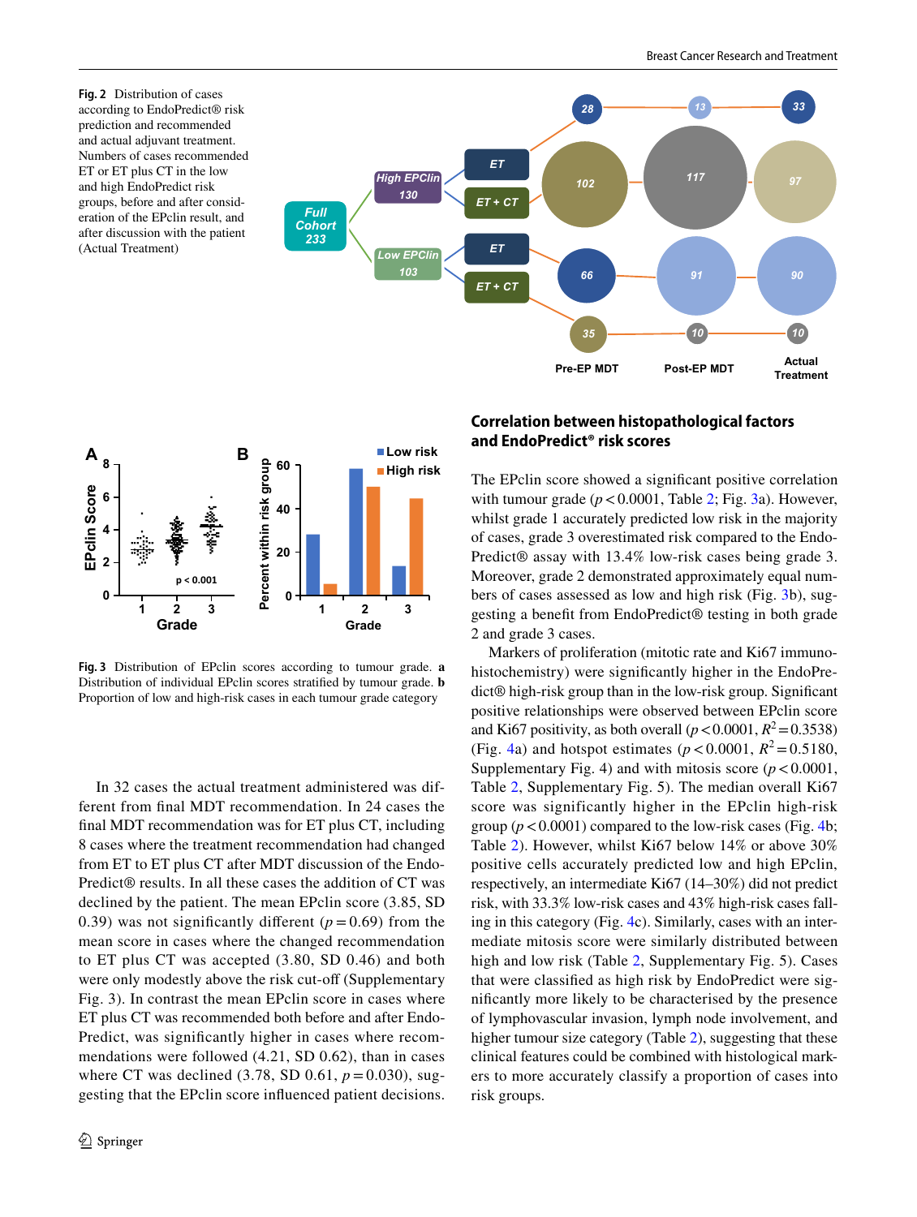**Fig. 2** Distribution of cases according to EndoPredict® risk prediction and recommended and actual adjuvant treatment. Numbers of cases recommended ET or ET plus CT in the low and high EndoPredict risk groups, before and after consideration of the EPclin result, and after discussion with the patient (Actual Treatment)

**Fig. 3** Distribution of EPclin scores according to tumour grade. **a** Distribution of individual EPclin scores stratified by tumour grade. **b** Proportion of low and high-risk cases in each tumour grade category

In 32 cases the actual treatment administered was different from final MDT recommendation. In 24 cases the final MDT recommendation was for ET plus CT, including 8 cases where the treatment recommendation had changed from ET to ET plus CT after MDT discussion of the EndoPredict® results. In all these cases the addition of CT was declined by the patient. The mean EPclin score (3.85, SD 0.39) was not significantly different ($p = 0.69$) from the mean score in cases where the changed recommendation to ET plus CT was accepted (3.80, SD 0.46) and both were only modestly above the risk cut-off (Supplementary Fig. 3). In contrast the mean EPclin score in cases where ET plus CT was recommended both before and after EndoPredict, was significantly higher in cases where recommendations were followed (4.21, SD 0.62), than in cases where CT was declined (3.78, SD 0.61, $p = 0.030$), suggesting that the EPclin score influenced patient decisions.

## Correlation between histopathological factors and EndoPredict® risk scores

The EPclin score showed a significant positive correlation with tumour grade ($p < 0.0001$, Table 2; Fig. 3a). However, whilst grade 1 accurately predicted low risk in the majority of cases, grade 3 overestimated risk compared to the EndoPredict® assay with 13.4% low-risk cases being grade 3. Moreover, grade 2 demonstrated approximately equal numbers of cases assessed as low and high risk (Fig. 3b), suggesting a benefit from EndoPredict® testing in both grade 2 and grade 3 cases.

Markers of proliferation (mitotic rate and Ki67 immunohistochemistry) were significantly higher in the EndoPredict® high-risk group than in the low-risk group. Significant positive relationships were observed between EPclin score and Ki67 positivity, as both overall ($p < 0.0001$, $R^2 = 0.3538$) (Fig. 4a) and hotspot estimates ($p < 0.0001$, $R^2 = 0.5180$, Supplementary Fig. 4) and with mitosis score ($p < 0.0001$, Table 2, Supplementary Fig. 5). The median overall Ki67 score was significantly higher in the EPclin high-risk group ($p < 0.0001$) compared to the low-risk cases (Fig. 4b; Table 2). However, whilst Ki67 below 14% or above 30% positive cells accurately predicted low and high EPclin, respectively, an intermediate Ki67 (14–30%) did not predict risk, with 33.3% low-risk cases and 43% high-risk cases falling in this category (Fig. 4c). Similarly, cases with an intermediate mitosis score were similarly distributed between high and low risk (Table 2, Supplementary Fig. 5). Cases that were classified as high risk by EndoPredict were significantly more likely to be characterised by the presence of lymphovascular invasion, lymph node involvement, and higher tumour size category (Table 2), suggesting that these clinical features could be combined with histological markers to more accurately classify a proportion of cases into risk groups.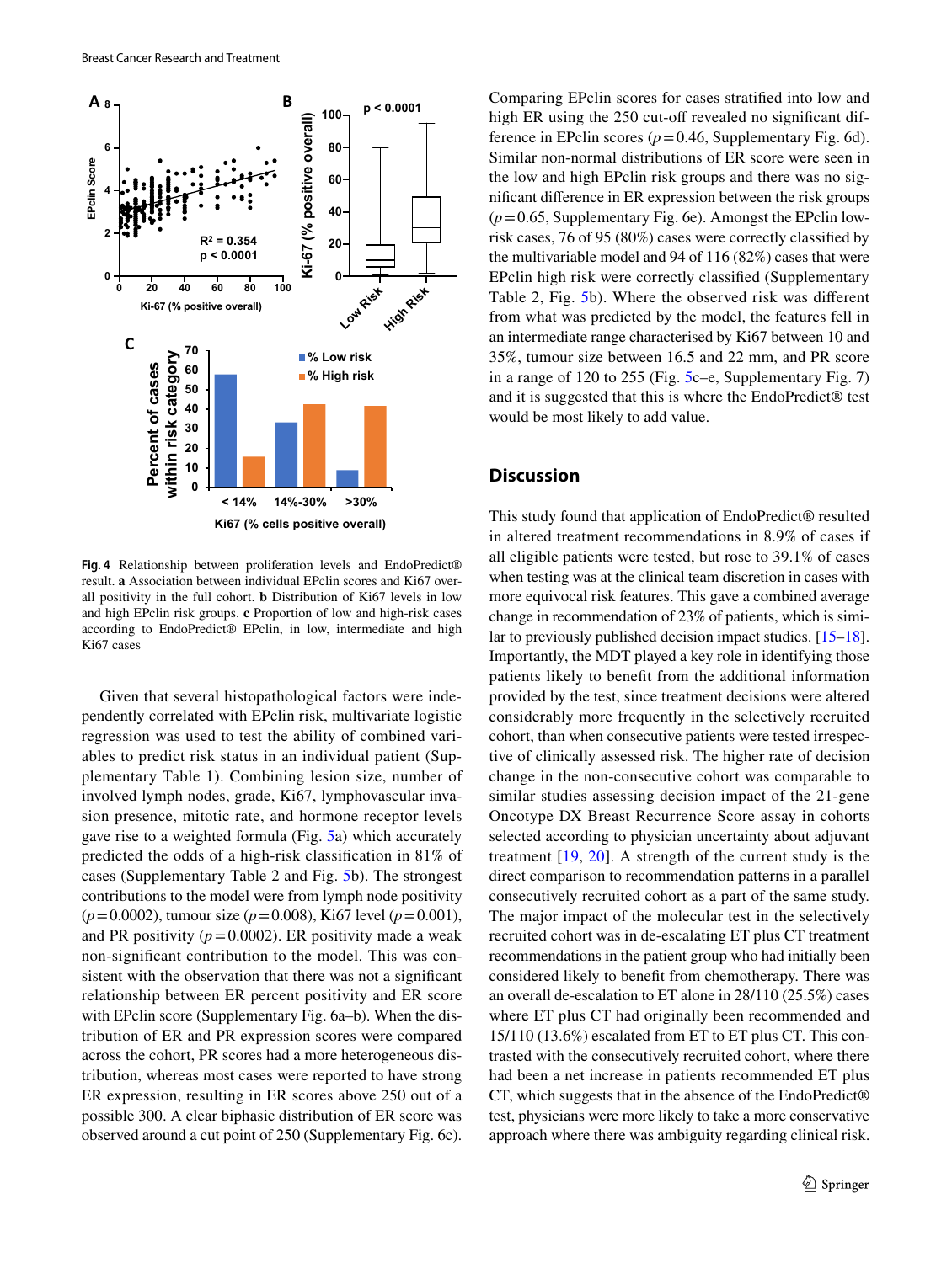Fig. 4 Relationship between proliferation levels and EndoPredict® result. **a** Association between individual EPclin scores and Ki67 overall positivity in the full cohort. **b** Distribution of Ki67 levels in low and high EPclin risk groups. **c** Proportion of low and high-risk cases according to EndoPredict® EPclin, in low, intermediate and high Ki67 cases

Given that several histopathological factors were independently correlated with EPclin risk, multivariate logistic regression was used to test the ability of combined variables to predict risk status in an individual patient (Supplementary Table 1). Combining lesion size, number of involved lymph nodes, grade, Ki67, lymphovascular invasion presence, mitotic rate, and hormone receptor levels gave rise to a weighted formula (Fig. 5a) which accurately predicted the odds of a high-risk classification in 81% of cases (Supplementary Table 2 and Fig. 5b). The strongest contributions to the model were from lymph node positivity ($p = 0.0002$), tumour size ($p = 0.008$), Ki67 level ($p = 0.001$), and PR positivity ($p = 0.0002$). ER positivity made a weak non-significant contribution to the model. This was consistent with the observation that there was not a significant relationship between ER percent positivity and ER score with EPclin score (Supplementary Fig. 6a–b). When the distribution of ER and PR expression scores were compared across the cohort, PR scores had a more heterogeneous distribution, whereas most cases were reported to have strong ER expression, resulting in ER scores above 250 out of a possible 300. A clear biphasic distribution of ER score was observed around a cut point of 250 (Supplementary Fig. 6c).

Comparing EPclin scores for cases stratified into low and high ER using the 250 cut-off revealed no significant difference in EPclin scores ($p = 0.46$, Supplementary Fig. 6d). Similar non-normal distributions of ER score were seen in the low and high EPclin risk groups and there was no significant difference in ER expression between the risk groups ($p = 0.65$, Supplementary Fig. 6e). Amongst the EPclin low-risk cases, 76 of 95 (80%) cases were correctly classified by the multivariable model and 94 of 116 (82%) cases that were EPclin high risk were correctly classified (Supplementary Table 2, Fig. 5b). Where the observed risk was different from what was predicted by the model, the features fell in an intermediate range characterised by Ki67 between 10 and 35%, tumour size between 16.5 and 22 mm, and PR score in a range of 120 to 255 (Fig. 5c–e, Supplementary Fig. 7) and it is suggested that this is where the EndoPredict® test would be most likely to add value.

## Discussion

This study found that application of EndoPredict® resulted in altered treatment recommendations in 8.9% of cases if all eligible patients were tested, but rose to 39.1% of cases when testing was at the clinical team discretion in cases with more equivocal risk features. This gave a combined average change in recommendation of 23% of patients, which is similar to previously published decision impact studies. [15–18]. Importantly, the MDT played a key role in identifying those patients likely to benefit from the additional information provided by the test, since treatment decisions were altered considerably more frequently in the selectively recruited cohort, than when consecutive patients were tested irrespective of clinically assessed risk. The higher rate of decision change in the non-consecutive cohort was comparable to similar studies assessing decision impact of the 21-gene Oncotype DX Breast Recurrence Score assay in cohorts selected according to physician uncertainty about adjuvant treatment [19, 20]. A strength of the current study is the direct comparison to recommendation patterns in a parallel consecutively recruited cohort as a part of the same study. The major impact of the molecular test in the selectively recruited cohort was in de-escalating ET plus CT treatment recommendations in the patient group who had initially been considered likely to benefit from chemotherapy. There was an overall de-escalation to ET alone in 28/110 (25.5%) cases where ET plus CT had originally been recommended and 15/110 (13.6%) escalated from ET to ET plus CT. This contrasted with the consecutively recruited cohort, where there had been a net increase in patients recommended ET plus CT, which suggests that in the absence of the EndoPredict® test, physicians were more likely to take a more conservative approach where there was ambiguity regarding clinical risk.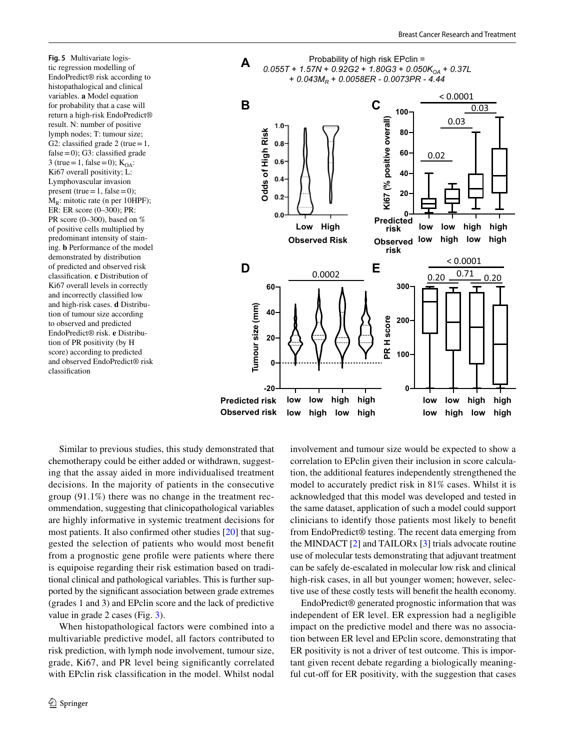**Fig. 5** Multivariate logistic regression modelling of EndoPredict® risk according to histopathological and clinical variables. **a** Model equation for probability that a case will return a high-risk EndoPredict® result. N: number of positive lymph nodes; T: tumour size; G2: classified grade 2 (true = 1, false = 0); G3: classified grade 3 (true = 1, false = 0); $K_{OA}$: Ki67 overall positivity; L: Lymphovascular invasion present (true = 1, false = 0); $M_R$: mitotic rate (n per 10HPF); ER: ER score (0–300); PR: PR score (0–300), based on % of positive cells multiplied by predominant intensity of staining. **b** Performance of the model demonstrated by distribution of predicted and observed risk classification. **c** Distribution of Ki67 overall levels in correctly and incorrectly classified low and high-risk cases. **d** Distribution of tumour size according to observed and predicted EndoPredict® risk. **e** Distribution of PR positivity (by H score) according to predicted and observed EndoPredict® risk classification

Similar to previous studies, this study demonstrated that chemotherapy could be either added or withdrawn, suggesting that the assay aided in more individualised treatment decisions. In the majority of patients in the consecutive group (91.1%) there was no change in the treatment recommendation, suggesting that clinicopathological variables are highly informative in systemic treatment decisions for most patients. It also confirmed other studies [20] that suggested the selection of patients who would most benefit from a prognostic gene profile were patients where there is equipoise regarding their risk estimation based on traditional clinical and pathological variables. This is further supported by the significant association between grade extremes (grades 1 and 3) and EPclin score and the lack of predictive value in grade 2 cases (Fig. 3).

When histopathological factors were combined into a multivariable predictive model, all factors contributed to risk prediction, with lymph node involvement, tumour size, grade, Ki67, and PR level being significantly correlated with EPclin risk classification in the model. Whilst nodal involvement and tumour size would be expected to show a correlation to EPclin given their inclusion in score calculation, the additional features independently strengthened the model to accurately predict risk in 81% cases. Whilst it is acknowledged that this model was developed and tested in the same dataset, application of such a model could support clinicians to identify those patients most likely to benefit from EndoPredict® testing. The recent data emerging from the MINDACT [2] and TAILORx [3] trials advocate routine use of molecular tests demonstrating that adjuvant treatment can be safely de-escalated in molecular low risk and clinical high-risk cases, in all but younger women; however, selective use of these costly tests will benefit the health economy.

EndoPredict® generated prognostic information that was independent of ER level. ER expression had a negligible impact on the predictive model and there was no association between ER level and EPclin score, demonstrating that ER positivity is not a driver of test outcome. This is important given recent debate regarding a biologically meaningful cut-off for ER positivity, with the suggestion that cases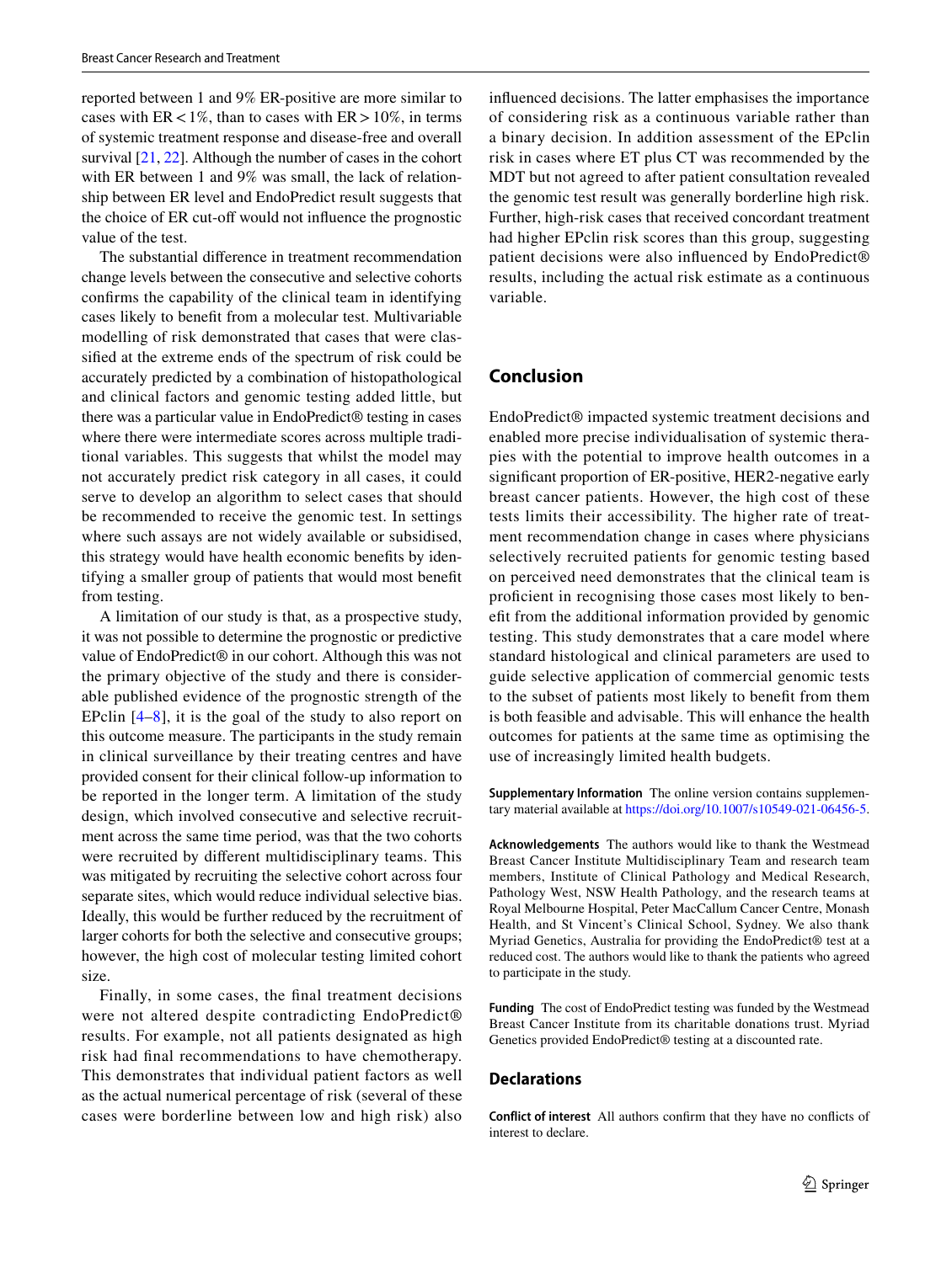reported between 1 and 9% ER-positive are more similar to cases with ER < 1%, than to cases with ER > 10%, in terms of systemic treatment response and disease-free and overall survival [21, 22]. Although the number of cases in the cohort with ER between 1 and 9% was small, the lack of relationship between ER level and EndoPredict result suggests that the choice of ER cut-off would not influence the prognostic value of the test.

The substantial difference in treatment recommendation change levels between the consecutive and selective cohorts confirms the capability of the clinical team in identifying cases likely to benefit from a molecular test. Multivariable modelling of risk demonstrated that cases that were classified at the extreme ends of the spectrum of risk could be accurately predicted by a combination of histopathological and clinical factors and genomic testing added little, but there was a particular value in EndoPredict® testing in cases where there were intermediate scores across multiple traditional variables. This suggests that whilst the model may not accurately predict risk category in all cases, it could serve to develop an algorithm to select cases that should be recommended to receive the genomic test. In settings where such assays are not widely available or subsidised, this strategy would have health economic benefits by identifying a smaller group of patients that would most benefit from testing.

A limitation of our study is that, as a prospective study, it was not possible to determine the prognostic or predictive value of EndoPredict® in our cohort. Although this was not the primary objective of the study and there is considerable published evidence of the prognostic strength of the EPclin [4–8], it is the goal of the study to also report on this outcome measure. The participants in the study remain in clinical surveillance by their treating centres and have provided consent for their clinical follow-up information to be reported in the longer term. A limitation of the study design, which involved consecutive and selective recruitment across the same time period, was that the two cohorts were recruited by different multidisciplinary teams. This was mitigated by recruiting the selective cohort across four separate sites, which would reduce individual selective bias. Ideally, this would be further reduced by the recruitment of larger cohorts for both the selective and consecutive groups; however, the high cost of molecular testing limited cohort size.

Finally, in some cases, the final treatment decisions were not altered despite contradicting EndoPredict® results. For example, not all patients designated as high risk had final recommendations to have chemotherapy. This demonstrates that individual patient factors as well as the actual numerical percentage of risk (several of these cases were borderline between low and high risk) also influenced decisions. The latter emphasises the importance of considering risk as a continuous variable rather than a binary decision. In addition assessment of the EPclin risk in cases where ET plus CT was recommended by the MDT but not agreed to after patient consultation revealed the genomic test result was generally borderline high risk. Further, high-risk cases that received concordant treatment had higher EPclin risk scores than this group, suggesting patient decisions were also influenced by EndoPredict® results, including the actual risk estimate as a continuous variable.

## Conclusion

EndoPredict® impacted systemic treatment decisions and enabled more precise individualisation of systemic therapies with the potential to improve health outcomes in a significant proportion of ER-positive, HER2-negative early breast cancer patients. However, the high cost of these tests limits their accessibility. The higher rate of treatment recommendation change in cases where physicians selectively recruited patients for genomic testing based on perceived need demonstrates that the clinical team is proficient in recognising those cases most likely to benefit from the additional information provided by genomic testing. This study demonstrates that a care model where standard histological and clinical parameters are used to guide selective application of commercial genomic tests to the subset of patients most likely to benefit from them is both feasible and advisable. This will enhance the health outcomes for patients at the same time as optimising the use of increasingly limited health budgets.

**Supplementary Information** The online version contains supplementary material available at https://doi.org/10.1007/s10549-021-06456-5.

**Acknowledgements** The authors would like to thank the Westmead Breast Cancer Institute Multidisciplinary Team and research team members, Institute of Clinical Pathology and Medical Research, Pathology West, NSW Health Pathology, and the research teams at Royal Melbourne Hospital, Peter MacCallum Cancer Centre, Monash Health, and St Vincent's Clinical School, Sydney. We also thank Myriad Genetics, Australia for providing the EndoPredict® test at a reduced cost. The authors would like to thank the patients who agreed to participate in the study.

**Funding** The cost of EndoPredict testing was funded by the Westmead Breast Cancer Institute from its charitable donations trust. Myriad Genetics provided EndoPredict® testing at a discounted rate.

## Declarations

**Conflict of interest** All authors confirm that they have no conflicts of interest to declare.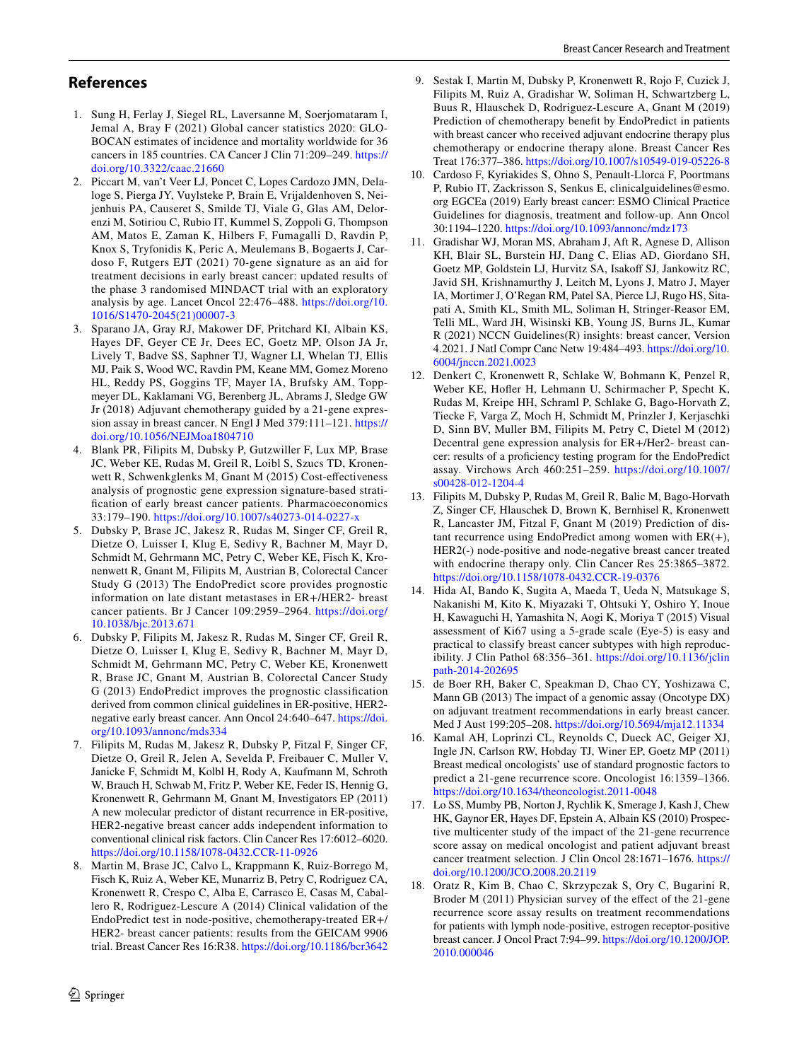## References

1. Sung H, Ferlay J, Siegel RL, Laversanne M, Soerjomataram I, Jemal A, Bray F (2021) Global cancer statistics 2020: GLOBOCAN estimates of incidence and mortality worldwide for 36 cancers in 185 countries. CA Cancer J Clin 71:209–249. https://doi.org/10.3322/caac.21660
2. Piccart M, van't Veer LJ, Poncet C, Lopes Cardozo JMN, Delaloge S, Pierga JY, Vuylsteke P, Brain E, Vrijaldenhoven S, Neijenhuis PA, Causeret S, Smilde TJ, Viale G, Glas AM, Delorenzi M, Sotiriou C, Rubio IT, Kummel S, Zoppoli G, Thompson AM, Matos E, Zaman K, Hilbers F, Fumagalli D, Ravdin P, Knox S, Tryfonidis K, Peric A, Meulemans B, Bogaerts J, Cardoso F, Rutgers EJT (2021) 70-gene signature as an aid for treatment decisions in early breast cancer: updated results of the phase 3 randomised MINDACT trial with an exploratory analysis by age. Lancet Oncol 22:476–488. https://doi.org/10.1016/S1470-2045(21)00007-3
3. Sparano JA, Gray RJ, Makower DF, Pritchard KI, Albain KS, Hayes DF, Geyer CE Jr, Dees EC, Goetz MP, Olson JA Jr, Lively T, Badve SS, Saphner TJ, Wagner LI, Whelan TJ, Ellis MJ, Paik S, Wood WC, Ravdin PM, Keane MM, Gomez Moreno HL, Reddy PS, Goggins TF, Mayer IA, Brufsky AM, Toppmeyer DL, Kaklamani VG, Berenberg JL, Abrams J, Sledge GW Jr (2018) Adjuvant chemotherapy guided by a 21-gene expression assay in breast cancer. N Engl J Med 379:111–121. https://doi.org/10.1056/NEJMoa1804710
4. Blank PR, Filipits M, Dubsky P, Gutzwiller F, Lux MP, Brase JC, Weber KE, Rudas M, Greil R, Loibl S, Szucs TD, Kronenwett R, Schwenkglenks M, Gnant M (2015) Cost-effectiveness analysis of prognostic gene expression signature-based stratification of early breast cancer patients. Pharmacoeconomics 33:179–190. https://doi.org/10.1007/s40273-014-0227-x
5. Dubsky P, Brase JC, Jakesz R, Rudas M, Singer CF, Greil R, Dietze O, Luisser I, Klug E, Sedivy R, Bachner M, Mayr D, Schmidt M, Gehrmann MC, Petry C, Weber KE, Fisch K, Kronenwett R, Gnant M, Filipits M, Austrian B, Colorectal Cancer Study G (2013) The EndoPredict score provides prognostic information on late distant metastases in ER+/HER2- breast cancer patients. Br J Cancer 109:2959–2964. https://doi.org/10.1038/bjc.2013.671
6. Dubsky P, Filipits M, Jakesz R, Rudas M, Singer CF, Greil R, Dietze O, Luisser I, Klug E, Sedivy R, Bachner M, Mayr D, Schmidt M, Gehrmann MC, Petry C, Weber KE, Kronenwett R, Brase JC, Gnant M, Austrian B, Colorectal Cancer Study G (2013) EndoPredict improves the prognostic classification derived from common clinical guidelines in ER-positive, HER2-negative early breast cancer. Ann Oncol 24:640–647. https://doi.org/10.1093/annonc/mds334
7. Filipits M, Rudas M, Jakesz R, Dubsky P, Fitzal F, Singer CF, Dietze O, Greil R, Jelen A, Sevelda P, Freibauer C, Muller V, Janicke F, Schmidt M, Kolbl H, Rody A, Kaufmann M, Schroth W, Brauch H, Schwab M, Fritz P, Weber KE, Feder IS, Hennig G, Kronenwett R, Gehrmann M, Gnant M, Investigators EP (2011) A new molecular predictor of distant recurrence in ER-positive, HER2-negative breast cancer adds independent information to conventional clinical risk factors. Clin Cancer Res 17:6012–6020. https://doi.org/10.1158/1078-0432.CCR-11-0926
8. Martin M, Brase JC, Calvo L, Krappmann K, Ruiz-Borrego M, Fisch K, Ruiz A, Weber KE, Munarriz B, Petry C, Rodriguez CA, Kronenwett R, Crespo C, Alba E, Carrasco E, Casas M, Caballero R, Rodriguez-Lescure A (2014) Clinical validation of the EndoPredict test in node-positive, chemotherapy-treated ER+/HER2- breast cancer patients: results from the GEICAM 9906 trial. Breast Cancer Res 16:R38. https://doi.org/10.1186/bcr3642
9. Sestak I, Martin M, Dubsky P, Kronenwett R, Rojo F, Cuzick J, Filipits M, Ruiz A, Gradishar W, Soliman H, Schwartzberg L, Buus R, Hlauschek D, Rodriguez-Lescure A, Gnant M (2019) Prediction of chemotherapy benefit by EndoPredict in patients with breast cancer who received adjuvant endocrine therapy plus chemotherapy or endocrine therapy alone. Breast Cancer Res Treat 176:377–386. https://doi.org/10.1007/s10549-019-05226-8
10. Cardoso F, Kyriakides S, Ohno S, Penault-Llorca F, Poortmans P, Rubio IT, Zackrisson S, Senkus E, clinicalguidelines@esmo.org EGCEa (2019) Early breast cancer: ESMO Clinical Practice Guidelines for diagnosis, treatment and follow-up. Ann Oncol 30:1194–1220. https://doi.org/10.1093/annonc/mdz173
11. Gradishar WJ, Moran MS, Abraham J, Aft R, Agnese D, Allison KH, Blair SL, Burstein HJ, Dang C, Elias AD, Giordano SH, Goetz MP, Goldstein LJ, Hurvitz SA, Isakoff SJ, Jankowitz RC, Javid SH, Krishnamurthy J, Leitch M, Lyons J, Matro J, Mayer IA, Mortimer J, O'Regan RM, Patel SA, Pierce LJ, Rugo HS, Sitapati A, Smith KL, Smith ML, Soliman H, Stringer-Reasor EM, Telli ML, Ward JH, Wisinski KB, Young JS, Burns JL, Kumar R (2021) NCCN Guidelines(R) insights: breast cancer, Version 4.2021. J Natl Compr Canc Netw 19:484–493. https://doi.org/10.6004/jnccn.2021.0023
12. Denkert C, Kronenwett R, Schlake W, Bohmann K, Penzel R, Weber KE, Hofler H, Lehmann U, Schirmacher P, Specht K, Rudas M, Kreipe HH, Schraml P, Schlake G, Bago-Horvath Z, Tiecke F, Varga Z, Moch H, Schmidt M, Prinzler J, Kerjaschki D, Sinn BV, Muller BM, Filipits M, Petry C, Dietel M (2012) Decentral gene expression analysis for ER+/Her2- breast cancer: results of a proficiency testing program for the EndoPredict assay. Virchows Arch 460:251–259. https://doi.org/10.1007/s00428-012-1204-4
13. Filipits M, Dubsky P, Rudas M, Greil R, Balic M, Bago-Horvath Z, Singer CF, Hlauschek D, Brown K, Bernhisel R, Kronenwett R, Lancaster JM, Fitzal F, Gnant M (2019) Prediction of distant recurrence using EndoPredict among women with ER(+), HER2(-) node-positive and node-negative breast cancer treated with endocrine therapy only. Clin Cancer Res 25:3865–3872. https://doi.org/10.1158/1078-0432.CCR-19-0376
14. Hida AI, Bando K, Sugita A, Maeda T, Ueda N, Matsukage S, Nakanishi M, Kito K, Miyazaki T, Ohtsuki Y, Oshiro Y, Inoue H, Kawaguchi H, Yamashita N, Aogi K, Moriya T (2015) Visual assessment of Ki67 using a 5-grade scale (Eye-5) is easy and practical to classify breast cancer subtypes with high reproducibility. J Clin Pathol 68:356–361. https://doi.org/10.1136/jclinpath-2014-202695
15. de Boer RH, Baker C, Speakman D, Chao CY, Yoshizawa C, Mann GB (2013) The impact of a genomic assay (Oncotype DX) on adjuvant treatment recommendations in early breast cancer. Med J Aust 199:205–208. https://doi.org/10.5694/mja12.11334
16. Kamal AH, Loprinzi CL, Reynolds C, Dueck AC, Geiger XJ, Ingle JN, Carlson RW, Hobday TJ, Winer EP, Goetz MP (2011) Breast medical oncologists' use of standard prognostic factors to predict a 21-gene recurrence score. Oncologist 16:1359–1366. https://doi.org/10.1634/theoncologist.2011-0048
17. Lo SS, Mumby PB, Norton J, Rychlik K, Smerage J, Kash J, Chew HK, Gaynor ER, Hayes DF, Epstein A, Albain KS (2010) Prospective multicenter study of the impact of the 21-gene recurrence score assay on medical oncologist and patient adjuvant breast cancer treatment selection. J Clin Oncol 28:1671–1676. https://doi.org/10.1200/JCO.2008.20.2119
18. Oratz R, Kim B, Chao C, Skrzypczak S, Ory C, Bugarini R, Broder M (2011) Physician survey of the effect of the 21-gene recurrence score assay results on treatment recommendations for patients with lymph node-positive, estrogen receptor-positive breast cancer. J Oncol Pract 7:94–99. https://doi.org/10.1200/JOP.2010.000046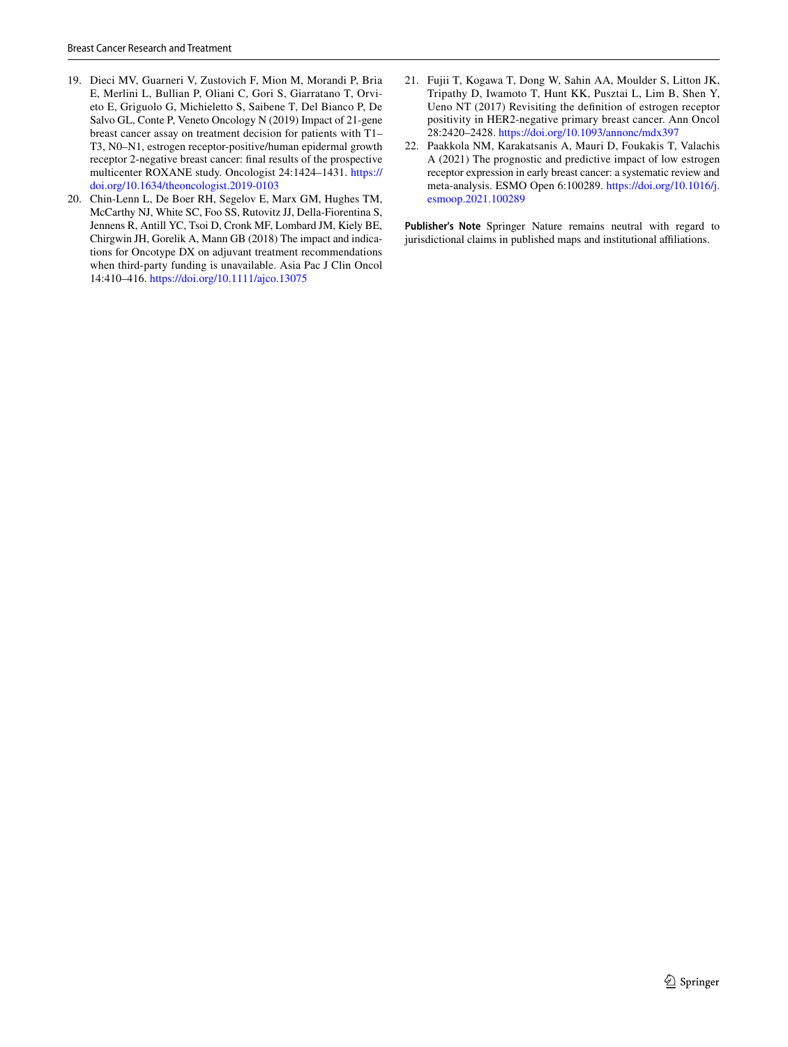19. Dieci MV, Guarneri V, Zustovich F, Mion M, Morandi P, Bria E, Merlini L, Bullian P, Oliani C, Gori S, Giarratano T, Orvieto E, Griguolo G, Michieletto S, Saibene T, Del Bianco P, De Salvo GL, Conte P, Veneto Oncology N (2019) Impact of 21-gene breast cancer assay on treatment decision for patients with T1–T3, N0–N1, estrogen receptor-positive/human epidermal growth receptor 2-negative breast cancer: final results of the prospective multicenter ROXANE study. Oncologist 24:1424–1431. https://doi.org/10.1634/theoncologist.2019-0103
20. Chin-Lenn L, De Boer RH, Segelov E, Marx GM, Hughes TM, McCarthy NJ, White SC, Foo SS, Rutovitz JJ, Della-Fiorentina S, Jennens R, Antill YC, Tsoi D, Cronk MF, Lombard JM, Kiely BE, Chirgwin JH, Gorelik A, Mann GB (2018) The impact and indications for Oncotype DX on adjuvant treatment recommendations when third-party funding is unavailable. Asia Pac J Clin Oncol 14:410–416. https://doi.org/10.1111/ajco.13075
21. Fujii T, Kogawa T, Dong W, Sahin AA, Moulder S, Litton JK, Tripathy D, Iwamoto T, Hunt KK, Pusztai L, Lim B, Shen Y, Ueno NT (2017) Revisiting the definition of estrogen receptor positivity in HER2-negative primary breast cancer. Ann Oncol 28:2420–2428. https://doi.org/10.1093/annonc/mdx397
22. Paakkola NM, Karakatsanis A, Mauri D, Foukakis T, Valachis A (2021) The prognostic and predictive impact of low estrogen receptor expression in early breast cancer: a systematic review and meta-analysis. ESMO Open 6:100289. https://doi.org/10.1016/j.esmoop.2021.100289

**Publisher's Note** Springer Nature remains neutral with regard to jurisdictional claims in published maps and institutional affiliations.